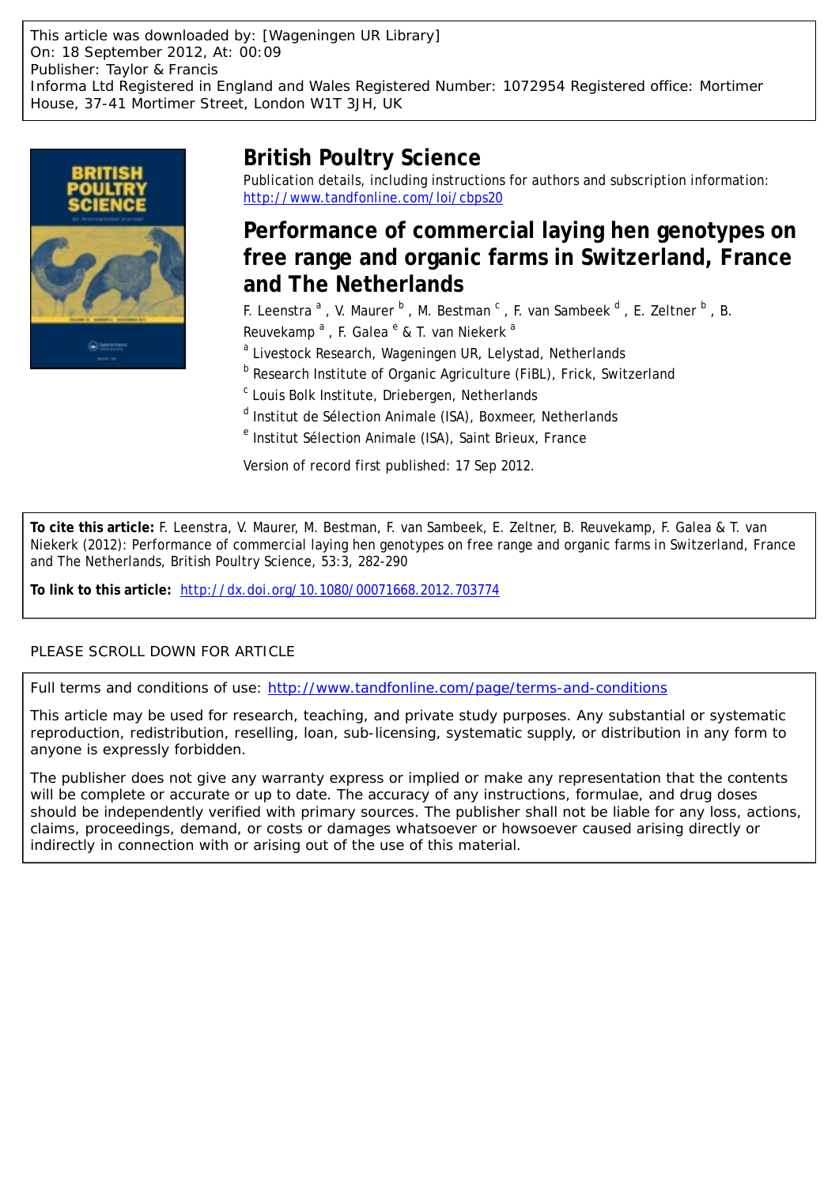This article was downloaded by: [Wageningen UR Library]
On: 18 September 2012, At: 00:09
Publisher: Taylor & Francis
Informa Ltd Registered in England and Wales Registered Number: 1072954 Registered office: Mortimer House, 37-41 Mortimer Street, London W1T 3JH, UK

# British Poultry Science

Publication details, including instructions for authors and subscription information:
http://www.tandfonline.com/loi/cbps20

## Performance of commercial laying hen genotypes on free range and organic farms in Switzerland, France and The Netherlands

F. Leenstra [a] , V. Maurer [b] , M. Bestman [c] , F. van Sambeek [d] , E. Zeltner [b] , B. Reuvekamp [a] , F. Galea [e] & T. van Niekerk [a]

[a] Livestock Research, Wageningen UR, Lelystad, Netherlands

[b] Research Institute of Organic Agriculture (FiBL), Frick, Switzerland

[c] Louis Bolk Institute, Driebergen, Netherlands

[d] Institut de Sélection Animale (ISA), Boxmeer, Netherlands

[e] Institut Sélection Animale (ISA), Saint Brieux, France

Version of record first published: 17 Sep 2012.

**To cite this article:** F. Leenstra, V. Maurer, M. Bestman, F. van Sambeek, E. Zeltner, B. Reuvekamp, F. Galea & T. van Niekerk (2012): Performance of commercial laying hen genotypes on free range and organic farms in Switzerland, France and The Netherlands, British Poultry Science, 53:3, 282-290

**To link to this article:** http://dx.doi.org/10.1080/00071668.2012.703774

PLEASE SCROLL DOWN FOR ARTICLE

Full terms and conditions of use: http://www.tandfonline.com/page/terms-and-conditions

This article may be used for research, teaching, and private study purposes. Any substantial or systematic reproduction, redistribution, reselling, loan, sub-licensing, systematic supply, or distribution in any form to anyone is expressly forbidden.

The publisher does not give any warranty express or implied or make any representation that the contents will be complete or accurate or up to date. The accuracy of any instructions, formulae, and drug doses should be independently verified with primary sources. The publisher shall not be liable for any loss, actions, claims, proceedings, demand, or costs or damages whatsoever or howsoever caused arising directly or indirectly in connection with or arising out of the use of this material.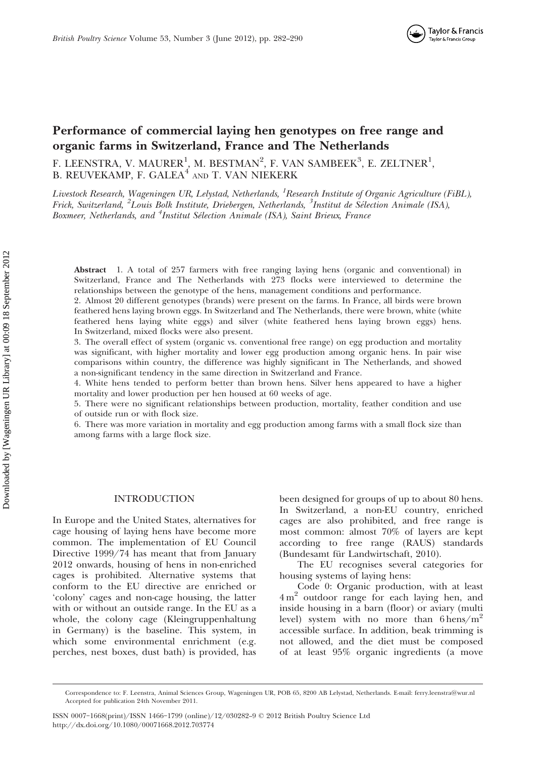# Performance of commercial laying hen genotypes on free range and organic farms in Switzerland, France and The Netherlands

F. LEENSTRA, V. MAURER[1], M. BESTMAN[2], F. VAN SAMBEEK[3], E. ZELTNER[1], B. REUVEKAMP, F. GALEA[4] AND T. VAN NIEKERK

*Livestock Research, Wageningen UR, Lelystad, Netherlands, [1]Research Institute of Organic Agriculture (FiBL), Frick, Switzerland, [2]Louis Bolk Institute, Driebergen, Netherlands, [3]Institut de Sélection Animale (ISA), Boxmeer, Netherlands, and [4]Institut Sélection Animale (ISA), Saint Brieux, France*

**Abstract** 1. A total of 257 farmers with free ranging laying hens (organic and conventional) in Switzerland, France and The Netherlands with 273 flocks were interviewed to determine the relationships between the genotype of the hens, management conditions and performance.

2. Almost 20 different genotypes (brands) were present on the farms. In France, all birds were brown feathered hens laying brown eggs. In Switzerland and The Netherlands, there were brown, white (white feathered hens laying white eggs) and silver (white feathered hens laying brown eggs) hens. In Switzerland, mixed flocks were also present.

3. The overall effect of system (organic vs. conventional free range) on egg production and mortality was significant, with higher mortality and lower egg production among organic hens. In pair wise comparisons within country, the difference was highly significant in The Netherlands, and showed a non-significant tendency in the same direction in Switzerland and France.

4. White hens tended to perform better than brown hens. Silver hens appeared to have a higher mortality and lower production per hen housed at 60 weeks of age.

5. There were no significant relationships between production, mortality, feather condition and use of outside run or with flock size.

6. There was more variation in mortality and egg production among farms with a small flock size than among farms with a large flock size.

## INTRODUCTION

In Europe and the United States, alternatives for cage housing of laying hens have become more common. The implementation of EU Council Directive 1999/74 has meant that from January 2012 onwards, housing of hens in non-enriched cages is prohibited. Alternative systems that conform to the EU directive are enriched or 'colony' cages and non-cage housing, the latter with or without an outside range. In the EU as a whole, the colony cage (Kleingruppenhaltung in Germany) is the baseline. This system, in which some environmental enrichment (e.g. perches, nest boxes, dust bath) is provided, has been designed for groups of up to about 80 hens. In Switzerland, a non-EU country, enriched cages are also prohibited, and free range is most common: almost 70% of layers are kept according to free range (RAUS) standards (Bundesamt für Landwirtschaft, 2010).

The EU recognises several categories for housing systems of laying hens:

Code 0: Organic production, with at least $4\,m^2$ outdoor range for each laying hen, and inside housing in a barn (floor) or aviary (multi level) system with no more than $6\,hens/m^2$ accessible surface. In addition, beak trimming is not allowed, and the diet must be composed of at least 95% organic ingredients (a move

Correspondence to: F. Leenstra, Animal Sciences Group, Wageningen UR, POB 65, 8200 AB Lelystad, Netherlands. E-mail: ferry.leenstra@wur.nl
Accepted for publication 24th November 2011.

ISSN 0007–1668(print)/ISSN 1466–1799 (online)/12/030282–9 © 2012 British Poultry Science Ltd
http://dx.doi.org/10.1080/00071668.2012.703774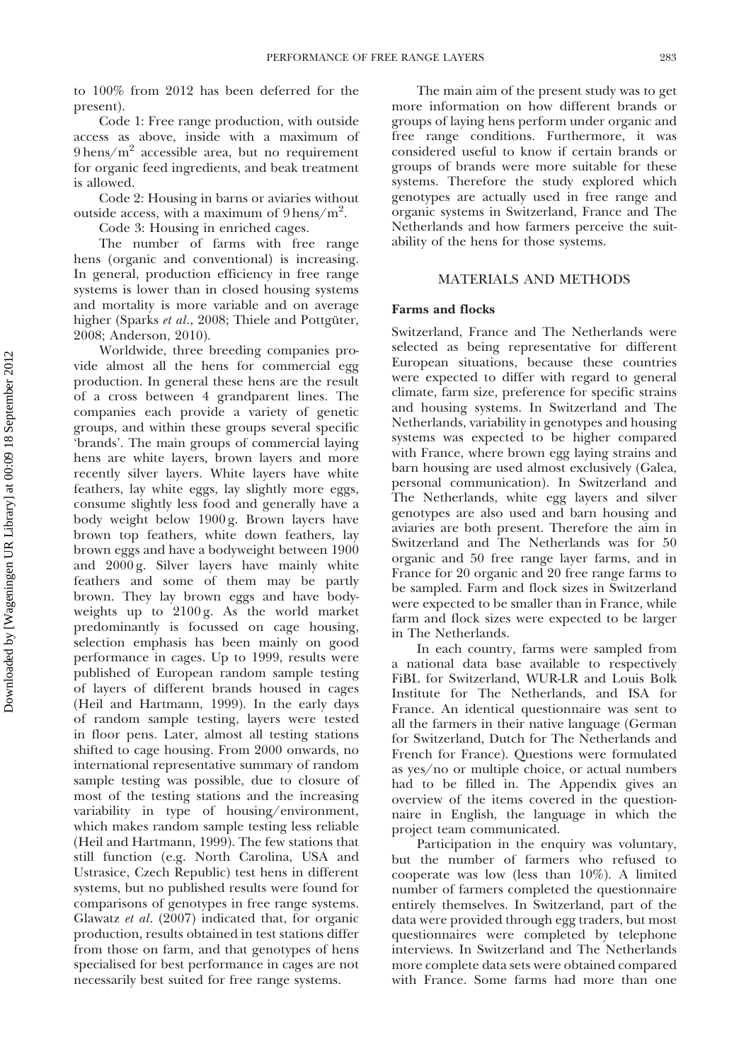to 100% from 2012 has been deferred for the present).

Code 1: Free range production, with outside access as above, inside with a maximum of 9 hens/m$^2$ accessible area, but no requirement for organic feed ingredients, and beak treatment is allowed.

Code 2: Housing in barns or aviaries without outside access, with a maximum of 9 hens/m$^2$.

Code 3: Housing in enriched cages.

The number of farms with free range hens (organic and conventional) is increasing. In general, production efficiency in free range systems is lower than in closed housing systems and mortality is more variable and on average higher (Sparks *et al*., 2008; Thiele and Pottgüter, 2008; Anderson, 2010).

Worldwide, three breeding companies provide almost all the hens for commercial egg production. In general these hens are the result of a cross between 4 grandparent lines. The companies each provide a variety of genetic groups, and within these groups several specific 'brands'. The main groups of commercial laying hens are white layers, brown layers and more recently silver layers. White layers have white feathers, lay white eggs, lay slightly more eggs, consume slightly less food and generally have a body weight below 1900 g. Brown layers have brown top feathers, white down feathers, lay brown eggs and have a bodyweight between 1900 and 2000 g. Silver layers have mainly white feathers and some of them may be partly brown. They lay brown eggs and have bodyweights up to 2100 g. As the world market predominantly is focussed on cage housing, selection emphasis has been mainly on good performance in cages. Up to 1999, results were published of European random sample testing of layers of different brands housed in cages (Heil and Hartmann, 1999). In the early days of random sample testing, layers were tested in floor pens. Later, almost all testing stations shifted to cage housing. From 2000 onwards, no international representative summary of random sample testing was possible, due to closure of most of the testing stations and the increasing variability in type of housing/environment, which makes random sample testing less reliable (Heil and Hartmann, 1999). The few stations that still function (e.g. North Carolina, USA and Ustrasice, Czech Republic) test hens in different systems, but no published results were found for comparisons of genotypes in free range systems. Glawatz *et al*. (2007) indicated that, for organic production, results obtained in test stations differ from those on farm, and that genotypes of hens specialised for best performance in cages are not necessarily best suited for free range systems.

The main aim of the present study was to get more information on how different brands or groups of laying hens perform under organic and free range conditions. Furthermore, it was considered useful to know if certain brands or groups of brands were more suitable for these systems. Therefore the study explored which genotypes are actually used in free range and organic systems in Switzerland, France and The Netherlands and how farmers perceive the suitability of the hens for those systems.

## MATERIALS AND METHODS

### Farms and flocks

Switzerland, France and The Netherlands were selected as being representative for different European situations, because these countries were expected to differ with regard to general climate, farm size, preference for specific strains and housing systems. In Switzerland and The Netherlands, variability in genotypes and housing systems was expected to be higher compared with France, where brown egg laying strains and barn housing are used almost exclusively (Galea, personal communication). In Switzerland and The Netherlands, white egg layers and silver genotypes are also used and barn housing and aviaries are both present. Therefore the aim in Switzerland and The Netherlands was for 50 organic and 50 free range layer farms, and in France for 20 organic and 20 free range farms to be sampled. Farm and flock sizes in Switzerland were expected to be smaller than in France, while farm and flock sizes were expected to be larger in The Netherlands.

In each country, farms were sampled from a national data base available to respectively FiBL for Switzerland, WUR-LR and Louis Bolk Institute for The Netherlands, and ISA for France. An identical questionnaire was sent to all the farmers in their native language (German for Switzerland, Dutch for The Netherlands and French for France). Questions were formulated as yes/no or multiple choice, or actual numbers had to be filled in. The Appendix gives an overview of the items covered in the questionnaire in English, the language in which the project team communicated.

Participation in the enquiry was voluntary, but the number of farmers who refused to cooperate was low (less than 10%). A limited number of farmers completed the questionnaire entirely themselves. In Switzerland, part of the data were provided through egg traders, but most questionnaires were completed by telephone interviews. In Switzerland and The Netherlands more complete data sets were obtained compared with France. Some farms had more than one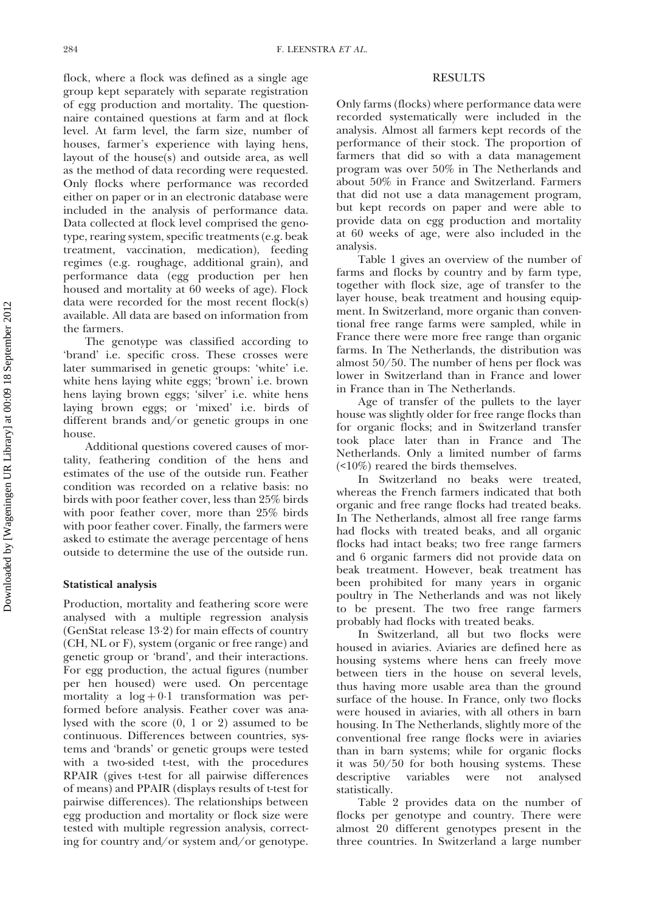flock, where a flock was defined as a single age group kept separately with separate registration of egg production and mortality. The questionnaire contained questions at farm and at flock level. At farm level, the farm size, number of houses, farmer's experience with laying hens, layout of the house(s) and outside area, as well as the method of data recording were requested. Only flocks where performance was recorded either on paper or in an electronic database were included in the analysis of performance data. Data collected at flock level comprised the genotype, rearing system, specific treatments (e.g. beak treatment, vaccination, medication), feeding regimes (e.g. roughage, additional grain), and performance data (egg production per hen housed and mortality at 60 weeks of age). Flock data were recorded for the most recent flock(s) available. All data are based on information from the farmers.

The genotype was classified according to 'brand' i.e. specific cross. These crosses were later summarised in genetic groups: 'white' i.e. white hens laying white eggs; 'brown' i.e. brown hens laying brown eggs; 'silver' i.e. white hens laying brown eggs; or 'mixed' i.e. birds of different brands and/or genetic groups in one house.

Additional questions covered causes of mortality, feathering condition of the hens and estimates of the use of the outside run. Feather condition was recorded on a relative basis: no birds with poor feather cover, less than 25% birds with poor feather cover, more than 25% birds with poor feather cover. Finally, the farmers were asked to estimate the average percentage of hens outside to determine the use of the outside run.

### Statistical analysis

Production, mortality and feathering score were analysed with a multiple regression analysis (GenStat release 13·2) for main effects of country (CH, NL or F), system (organic or free range) and genetic group or 'brand', and their interactions. For egg production, the actual figures (number per hen housed) were used. On percentage mortality a log + 0·1 transformation was performed before analysis. Feather cover was analysed with the score (0, 1 or 2) assumed to be continuous. Differences between countries, systems and 'brands' or genetic groups were tested with a two-sided t-test, with the procedures RPAIR (gives t-test for all pairwise differences of means) and PPAIR (displays results of t-test for pairwise differences). The relationships between egg production and mortality or flock size were tested with multiple regression analysis, correcting for country and/or system and/or genotype.

## RESULTS

Only farms (flocks) where performance data were recorded systematically were included in the analysis. Almost all farmers kept records of the performance of their stock. The proportion of farmers that did so with a data management program was over 50% in The Netherlands and about 50% in France and Switzerland. Farmers that did not use a data management program, but kept records on paper and were able to provide data on egg production and mortality at 60 weeks of age, were also included in the analysis.

Table 1 gives an overview of the number of farms and flocks by country and by farm type, together with flock size, age of transfer to the layer house, beak treatment and housing equipment. In Switzerland, more organic than conventional free range farms were sampled, while in France there were more free range than organic farms. In The Netherlands, the distribution was almost 50/50. The number of hens per flock was lower in Switzerland than in France and lower in France than in The Netherlands.

Age of transfer of the pullets to the layer house was slightly older for free range flocks than for organic flocks; and in Switzerland transfer took place later than in France and The Netherlands. Only a limited number of farms (<10%) reared the birds themselves.

In Switzerland no beaks were treated, whereas the French farmers indicated that both organic and free range flocks had treated beaks. In The Netherlands, almost all free range farms had flocks with treated beaks, and all organic flocks had intact beaks; two free range farmers and 6 organic farmers did not provide data on beak treatment. However, beak treatment has been prohibited for many years in organic poultry in The Netherlands and was not likely to be present. The two free range farmers probably had flocks with treated beaks.

In Switzerland, all but two flocks were housed in aviaries. Aviaries are defined here as housing systems where hens can freely move between tiers in the house on several levels, thus having more usable area than the ground surface of the house. In France, only two flocks were housed in aviaries, with all others in barn housing. In The Netherlands, slightly more of the conventional free range flocks were in aviaries than in barn systems; while for organic flocks it was 50/50 for both housing systems. These descriptive variables were not analysed statistically.

Table 2 provides data on the number of flocks per genotype and country. There were almost 20 different genotypes present in the three countries. In Switzerland a large number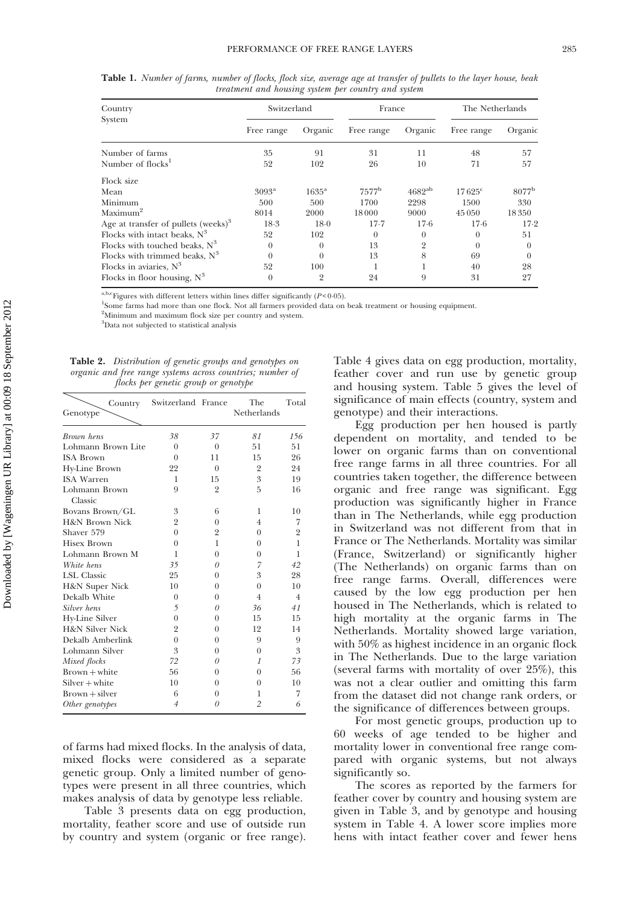**Table 1.** *Number of farms, number of flocks, flock size, average age at transfer of pullets to the layer house, beak treatment and housing system per country and system*

| Country System | Switzerland | | France | | The Netherlands | |
|---|---|---|---|---|---|---|
| | Free range | Organic | Free range | Organic | Free range | Organic |
| Number of farms | 35 | 91 | 31 | 11 | 48 | 57 |
| Number of flocks[1] | 52 | 102 | 26 | 10 | 71 | 57 |
| Flock size | | | | | | |
| Mean | 3093[a] | 1635[a] | 7577[b] | 4682[ab] | 17 625[c] | 8077[b] |
| Minimum | 500 | 500 | 1700 | 2298 | 1500 | 330 |
| Maximum[2] | 8014 | 2000 | 18 000 | 9000 | 45 050 | 18 350 |
| Age at transfer of pullets (weeks)[3] | 18·3 | 18·0 | 17·7 | 17·6 | 17·6 | 17·2 |
| Flocks with intact beaks, N[3] | 52 | 102 | 0 | 0 | 0 | 51 |
| Flocks with touched beaks, N[3] | 0 | 0 | 13 | 2 | 0 | 0 |
| Flocks with trimmed beaks, N[3] | 0 | 0 | 13 | 8 | 69 | 0 |
| Flocks in aviaries, N[3] | 52 | 100 | 1 | 1 | 40 | 28 |
| Flocks in floor housing, N[3] | 0 | 2 | 24 | 9 | 31 | 27 |

[a,b,c]Figures with different letters within lines differ significantly ($P < 0{\cdot}05$).
[1]Some farms had more than one flock. Not all farmers provided data on beak treatment or housing equipment.
[2]Minimum and maximum flock size per country and system.
[3]Data not subjected to statistical analysis

**Table 2.** *Distribution of genetic groups and genotypes on organic and free range systems across countries; number of flocks per genetic group or genotype*

| Genotype \ Country | Switzerland | France | The Netherlands | Total |
|---|---|---|---|---|
| *Brown hens* | *38* | *37* | *81* | *156* |
| Lohmann Brown Lite | 0 | 0 | 51 | 51 |
| ISA Brown | 0 | 11 | 15 | 26 |
| Hy-Line Brown | 22 | 0 | 2 | 24 |
| ISA Warren | 1 | 15 | 3 | 19 |
| Lohmann Brown Classic | 9 | 2 | 5 | 16 |
| Bovans Brown/GL | 3 | 6 | 1 | 10 |
| H&N Brown Nick | 2 | 0 | 4 | 7 |
| Shaver 579 | 0 | 2 | 0 | 2 |
| Hisex Brown | 0 | 1 | 0 | 1 |
| Lohmann Brown M | 1 | 0 | 0 | 1 |
| *White hens* | *35* | *0* | *7* | *42* |
| LSL Classic | 25 | 0 | 3 | 28 |
| H&N Super Nick | 10 | 0 | 0 | 10 |
| Dekalb White | 0 | 0 | 4 | 4 |
| *Silver hens* | *5* | *0* | *36* | *41* |
| Hy-Line Silver | 0 | 0 | 15 | 15 |
| H&N Silver Nick | 2 | 0 | 12 | 14 |
| Dekalb Amberlink | 0 | 0 | 9 | 9 |
| Lohmann Silver | 3 | 0 | 0 | 3 |
| *Mixed flocks* | *72* | *0* | *1* | *73* |
| Brown + white | 56 | 0 | 0 | 56 |
| Silver + white | 10 | 0 | 0 | 10 |
| Brown + silver | 6 | 0 | 1 | 7 |
| *Other genotypes* | *4* | *0* | *2* | *6* |

of farms had mixed flocks. In the analysis of data, mixed flocks were considered as a separate genetic group. Only a limited number of genotypes were present in all three countries, which makes analysis of data by genotype less reliable.

Table 3 presents data on egg production, mortality, feather score and use of outside run by country and system (organic or free range). Table 4 gives data on egg production, mortality, feather cover and run use by genetic group and housing system. Table 5 gives the level of significance of main effects (country, system and genotype) and their interactions.

Egg production per hen housed is partly dependent on mortality, and tended to be lower on organic farms than on conventional free range farms in all three countries. For all countries taken together, the difference between organic and free range was significant. Egg production was significantly higher in France than in The Netherlands, while egg production in Switzerland was not different from that in France or The Netherlands. Mortality was similar (France, Switzerland) or significantly higher (The Netherlands) on organic farms than on free range farms. Overall, differences were caused by the low egg production per hen housed in The Netherlands, which is related to high mortality at the organic farms in The Netherlands. Mortality showed large variation, with 50% as highest incidence in an organic flock in The Netherlands. Due to the large variation (several farms with mortality of over 25%), this was not a clear outlier and omitting this farm from the dataset did not change rank orders, or the significance of differences between groups.

For most genetic groups, production up to 60 weeks of age tended to be higher and mortality lower in conventional free range compared with organic systems, but not always significantly so.

The scores as reported by the farmers for feather cover by country and housing system are given in Table 3, and by genotype and housing system in Table 4. A lower score implies more hens with intact feather cover and fewer hens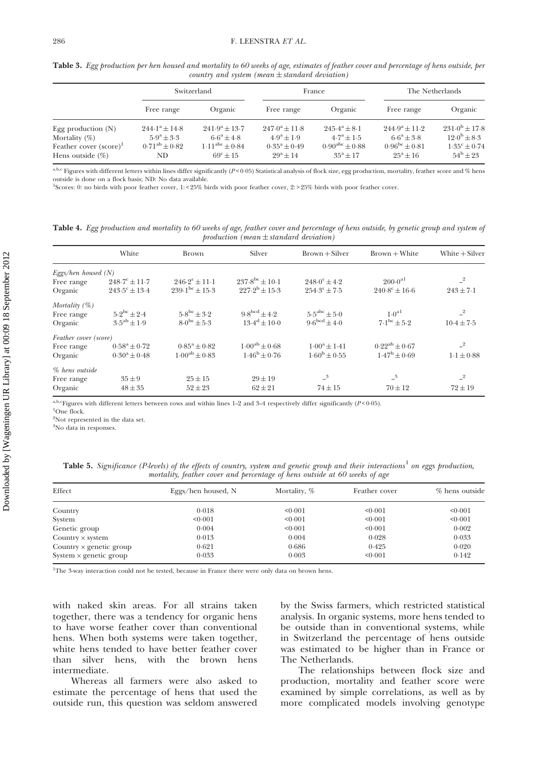**Table 3.** *Egg production per hen housed and mortality to 60 weeks of age, estimates of feather cover and percentage of hens outside, per country and system (mean ± standard deviation)*

| | Switzerland | | France | | The Netherlands | |
|---|---|---|---|---|---|---|
| | Free range | Organic | Free range | Organic | Free range | Organic |
| Egg production (N) | $244{\cdot}1^{a} \pm 14{\cdot}8$ | $241{\cdot}9^{a} \pm 13{\cdot}7$ | $247{\cdot}0^{a} \pm 11{\cdot}8$ | $245{\cdot}4^{a} \pm 8{\cdot}1$ | $244{\cdot}9^{a} \pm 11{\cdot}2$ | $231{\cdot}0^{b} \pm 17{\cdot}8$ |
| Mortality (%) | $5{\cdot}9^{a} \pm 3{\cdot}3$ | $6{\cdot}6^{a} \pm 4{\cdot}8$ | $4{\cdot}9^{a} \pm 1{\cdot}9$ | $4{\cdot}7^{a} \pm 1{\cdot}5$ | $6{\cdot}6^{a} \pm 3{\cdot}8$ | $12{\cdot}0^{b} \pm 8{\cdot}3$ |
| Feather cover (score)[1] | $0{\cdot}71^{ab} \pm 0{\cdot}82$ | $1{\cdot}11^{abc} \pm 0{\cdot}84$ | $0{\cdot}35^{a} \pm 0{\cdot}49$ | $0{\cdot}90^{abc} \pm 0{\cdot}88$ | $0{\cdot}96^{bc} \pm 0{\cdot}81$ | $1{\cdot}35^{c} \pm 0{\cdot}74$ |
| Hens outside (%) | ND | $69^{c} \pm 15$ | $29^{a} \pm 14$ | $35^{a} \pm 17$ | $25^{a} \pm 16$ | $54^{b} \pm 23$ |

[a,b,c] Figures with different letters within lines differ significantly ($P<0{\cdot}05$) Statistical analysis of flock size, egg production, mortality, feather score and % hens outside is done on a flock basis; ND: No data available.
[1]Scores: 0: no birds with poor feather cover, 1: <25% birds with poor feather cover, 2: >25% birds with poor feather cover.

**Table 4.** *Egg production and mortality to 60 weeks of age, feather cover and percentage of hens outside, by genetic group and system of production (mean ± standard deviation)*

| | White | Brown | Silver | Brown + Silver | Brown + White | White + Silver |
|---|---|---|---|---|---|---|
| *Eggs/hen housed (N)* | | | | | | |
| Free range | $248{\cdot}7^{c} \pm 11{\cdot}7$ | $246{\cdot}2^{c} \pm 11{\cdot}1$ | $237{\cdot}8^{bc} \pm 10{\cdot}1$ | $248{\cdot}0^{c} \pm 4{\cdot}2$ | $200{\cdot}0^{a1}$ | –[2] |
| Organic | $243{\cdot}5^{c} \pm 13{\cdot}4$ | $239{\cdot}1^{bc} \pm 15{\cdot}3$ | $227{\cdot}2^{b} \pm 15{\cdot}3$ | $254{\cdot}3^{c} \pm 7{\cdot}5$ | $240{\cdot}8^{c} \pm 16{\cdot}6$ | $243 \pm 7{\cdot}1$ |
| *Mortality (%)* | | | | | | |
| Free range | $5{\cdot}2^{bc} \pm 2{\cdot}4$ | $5{\cdot}8^{bc} \pm 3{\cdot}2$ | $9{\cdot}8^{bcd} \pm 4{\cdot}2$ | $5{\cdot}5^{abc} \pm 5{\cdot}0$ | $1{\cdot}0^{a1}$ | –[2] |
| Organic | $3{\cdot}5^{ab} \pm 1{\cdot}9$ | $8{\cdot}0^{bc} \pm 5{\cdot}3$ | $13{\cdot}4^{d} \pm 10{\cdot}0$ | $9{\cdot}6^{bcd} \pm 4{\cdot}0$ | $7{\cdot}1^{bc} \pm 5{\cdot}2$ | $10{\cdot}4 \pm 7{\cdot}5$ |
| *Feather cover (score)* | | | | | | |
| Free range | $0{\cdot}58^{a} \pm 0{\cdot}72$ | $0{\cdot}85^{a} \pm 0{\cdot}82$ | $1{\cdot}00^{ab} \pm 0{\cdot}68$ | $1{\cdot}00^{a} \pm 1{\cdot}41$ | $0{\cdot}22^{ab} \pm 0{\cdot}67$ | –[2] |
| Organic | $0{\cdot}30^{a} \pm 0{\cdot}48$ | $1{\cdot}00^{ab} \pm 0{\cdot}83$ | $1{\cdot}46^{b} \pm 0{\cdot}76$ | $1{\cdot}60^{b} \pm 0{\cdot}55$ | $1{\cdot}47^{b} \pm 0{\cdot}69$ | $1{\cdot}1 \pm 0{\cdot}88$ |
| *% hens outside* | | | | | | |
| Free range | $35 \pm 9$ | $25 \pm 15$ | $29 \pm 19$ | –[3] | –[3] | –[2] |
| Organic | $48 \pm 35$ | $52 \pm 23$ | $62 \pm 21$ | $74 \pm 15$ | $70 \pm 12$ | $72 \pm 19$ |

[a,b,c]Figures with different letters between rows and within lines 1–2 and 3–4 respectively differ significantly ($P<0{\cdot}05$).
[1]One flock.
[2]Not represented in the data set.
[3]No data in responses.

**Table 5.** *Significance (P-levels) of the effects of country, system and genetic group and their interactions[1] on eggs production, mortality, feather cover and percentage of hens outside at 60 weeks of age*

| Effect | Eggs/hen housed, N | Mortality, % | Feather cover | % hens outside |
|---|---|---|---|---|
| Country | 0·018 | <0·001 | <0·001 | <0·001 |
| System | <0·001 | <0·001 | <0·001 | <0·001 |
| Genetic group | 0·004 | <0·001 | <0·001 | 0·002 |
| Country × system | 0·013 | 0·004 | 0·028 | 0·033 |
| Country × genetic group | 0·621 | 0·686 | 0·425 | 0·020 |
| System × genetic group | 0·033 | 0·003 | <0·001 | 0·142 |

[1]The 3-way interaction could not be tested, because in France there were only data on brown hens.

with naked skin areas. For all strains taken together, there was a tendency for organic hens to have worse feather cover than conventional hens. When both systems were taken together, white hens tended to have better feather cover than silver hens, with the brown hens intermediate.

Whereas all farmers were also asked to estimate the percentage of hens that used the outside run, this question was seldom answered by the Swiss farmers, which restricted statistical analysis. In organic systems, more hens tended to be outside than in conventional systems, while in Switzerland the percentage of hens outside was estimated to be higher than in France or The Netherlands.

The relationships between flock size and production, mortality and feather score were examined by simple correlations, as well as by more complicated models involving genotype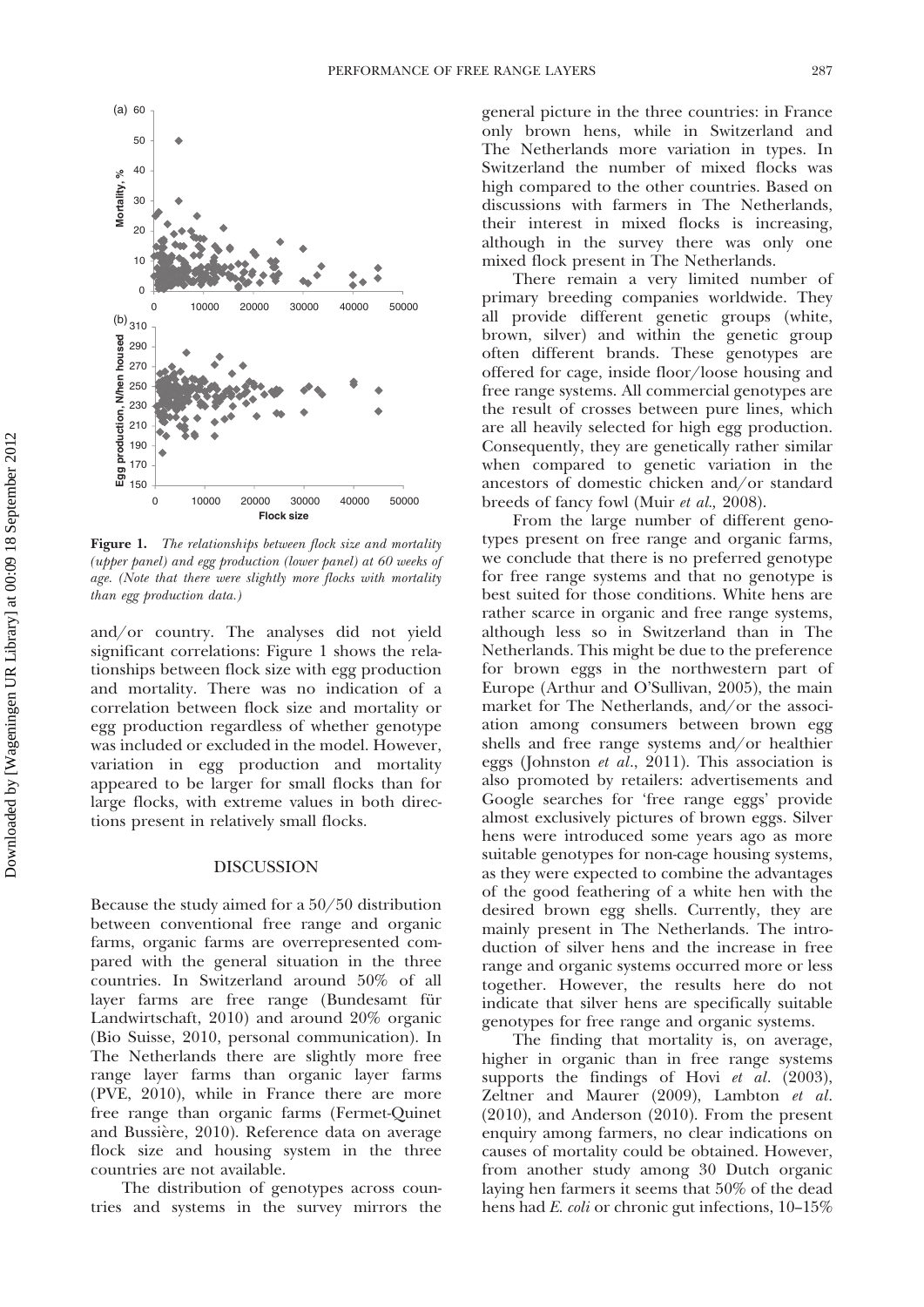**Figure 1.** *The relationships between flock size and mortality (upper panel) and egg production (lower panel) at 60 weeks of age. (Note that there were slightly more flocks with mortality than egg production data.)*

and/or country. The analyses did not yield significant correlations: Figure 1 shows the relationships between flock size with egg production and mortality. There was no indication of a correlation between flock size and mortality or egg production regardless of whether genotype was included or excluded in the model. However, variation in egg production and mortality appeared to be larger for small flocks than for large flocks, with extreme values in both directions present in relatively small flocks.

## DISCUSSION

Because the study aimed for a 50/50 distribution between conventional free range and organic farms, organic farms are overrepresented compared with the general situation in the three countries. In Switzerland around 50% of all layer farms are free range (Bundesamt für Landwirtschaft, 2010) and around 20% organic (Bio Suisse, 2010, personal communication). In The Netherlands there are slightly more free range layer farms than organic layer farms (PVE, 2010), while in France there are more free range than organic farms (Fermet-Quinet and Bussière, 2010). Reference data on average flock size and housing system in the three countries are not available.

The distribution of genotypes across countries and systems in the survey mirrors the general picture in the three countries: in France only brown hens, while in Switzerland and The Netherlands more variation in types. In Switzerland the number of mixed flocks was high compared to the other countries. Based on discussions with farmers in The Netherlands, their interest in mixed flocks is increasing, although in the survey there was only one mixed flock present in The Netherlands.

There remain a very limited number of primary breeding companies worldwide. They all provide different genetic groups (white, brown, silver) and within the genetic group often different brands. These genotypes are offered for cage, inside floor/loose housing and free range systems. All commercial genotypes are the result of crosses between pure lines, which are all heavily selected for high egg production. Consequently, they are genetically rather similar when compared to genetic variation in the ancestors of domestic chicken and/or standard breeds of fancy fowl (Muir *et al.,* 2008).

From the large number of different genotypes present on free range and organic farms, we conclude that there is no preferred genotype for free range systems and that no genotype is best suited for those conditions. White hens are rather scarce in organic and free range systems, although less so in Switzerland than in The Netherlands. This might be due to the preference for brown eggs in the northwestern part of Europe (Arthur and O'Sullivan, 2005), the main market for The Netherlands, and/or the association among consumers between brown egg shells and free range systems and/or healthier eggs (Johnston *et al*., 2011). This association is also promoted by retailers: advertisements and Google searches for 'free range eggs' provide almost exclusively pictures of brown eggs. Silver hens were introduced some years ago as more suitable genotypes for non-cage housing systems, as they were expected to combine the advantages of the good feathering of a white hen with the desired brown egg shells. Currently, they are mainly present in The Netherlands. The introduction of silver hens and the increase in free range and organic systems occurred more or less together. However, the results here do not indicate that silver hens are specifically suitable genotypes for free range and organic systems.

The finding that mortality is, on average, higher in organic than in free range systems supports the findings of Hovi *et al*. (2003), Zeltner and Maurer (2009), Lambton *et al*. (2010), and Anderson (2010). From the present enquiry among farmers, no clear indications on causes of mortality could be obtained. However, from another study among 30 Dutch organic laying hen farmers it seems that 50% of the dead hens had *E. coli* or chronic gut infections, 10–15%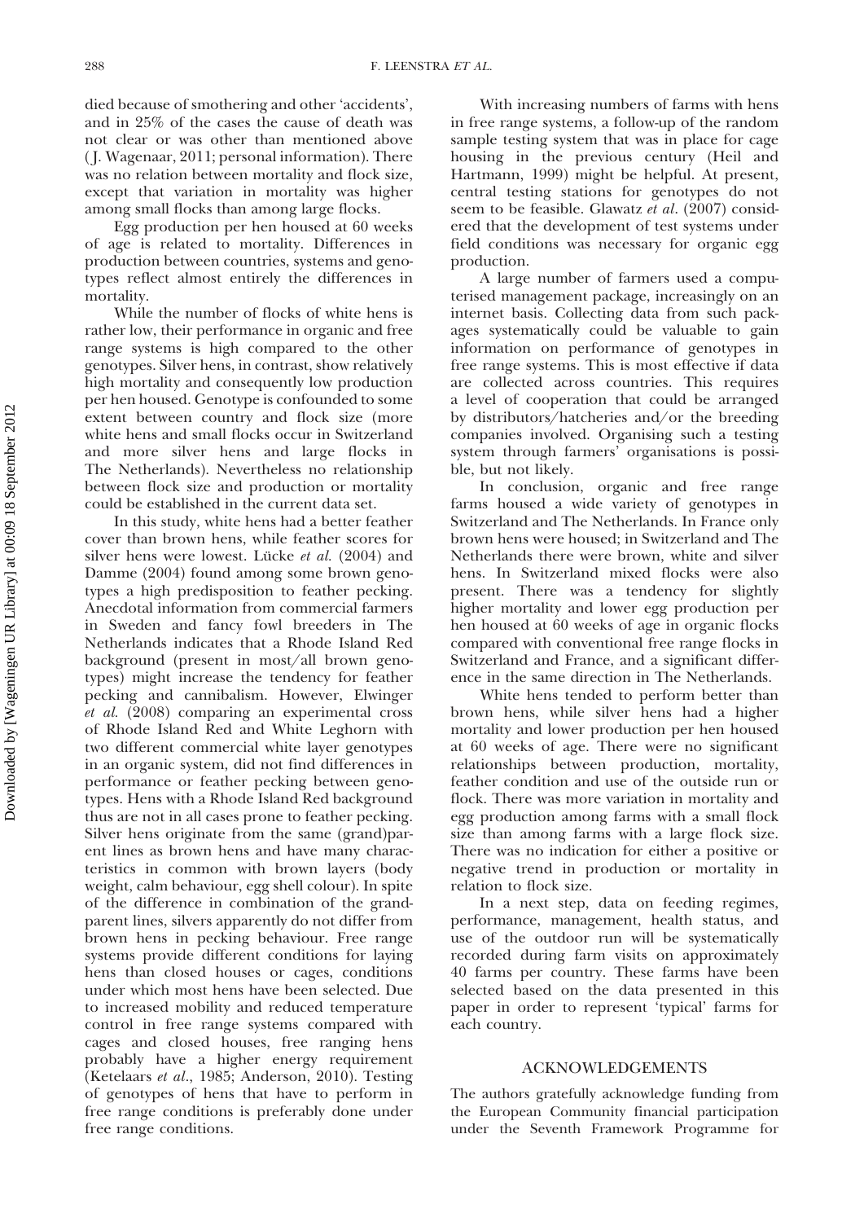died because of smothering and other 'accidents', and in 25% of the cases the cause of death was not clear or was other than mentioned above (J. Wagenaar, 2011; personal information). There was no relation between mortality and flock size, except that variation in mortality was higher among small flocks than among large flocks.

Egg production per hen housed at 60 weeks of age is related to mortality. Differences in production between countries, systems and genotypes reflect almost entirely the differences in mortality.

While the number of flocks of white hens is rather low, their performance in organic and free range systems is high compared to the other genotypes. Silver hens, in contrast, show relatively high mortality and consequently low production per hen housed. Genotype is confounded to some extent between country and flock size (more white hens and small flocks occur in Switzerland and more silver hens and large flocks in The Netherlands). Nevertheless no relationship between flock size and production or mortality could be established in the current data set.

In this study, white hens had a better feather cover than brown hens, while feather scores for silver hens were lowest. Lücke *et al.* (2004) and Damme (2004) found among some brown genotypes a high predisposition to feather pecking. Anecdotal information from commercial farmers in Sweden and fancy fowl breeders in The Netherlands indicates that a Rhode Island Red background (present in most/all brown genotypes) might increase the tendency for feather pecking and cannibalism. However, Elwinger *et al.* (2008) comparing an experimental cross of Rhode Island Red and White Leghorn with two different commercial white layer genotypes in an organic system, did not find differences in performance or feather pecking between genotypes. Hens with a Rhode Island Red background thus are not in all cases prone to feather pecking. Silver hens originate from the same (grand)parent lines as brown hens and have many characteristics in common with brown layers (body weight, calm behaviour, egg shell colour). In spite of the difference in combination of the grandparent lines, silvers apparently do not differ from brown hens in pecking behaviour. Free range systems provide different conditions for laying hens than closed houses or cages, conditions under which most hens have been selected. Due to increased mobility and reduced temperature control in free range systems compared with cages and closed houses, free ranging hens probably have a higher energy requirement (Ketelaars *et al*., 1985; Anderson, 2010). Testing of genotypes of hens that have to perform in free range conditions is preferably done under free range conditions.

With increasing numbers of farms with hens in free range systems, a follow-up of the random sample testing system that was in place for cage housing in the previous century (Heil and Hartmann, 1999) might be helpful. At present, central testing stations for genotypes do not seem to be feasible. Glawatz *et al*. (2007) considered that the development of test systems under field conditions was necessary for organic egg production.

A large number of farmers used a computerised management package, increasingly on an internet basis. Collecting data from such packages systematically could be valuable to gain information on performance of genotypes in free range systems. This is most effective if data are collected across countries. This requires a level of cooperation that could be arranged by distributors/hatcheries and/or the breeding companies involved. Organising such a testing system through farmers' organisations is possible, but not likely.

In conclusion, organic and free range farms housed a wide variety of genotypes in Switzerland and The Netherlands. In France only brown hens were housed; in Switzerland and The Netherlands there were brown, white and silver hens. In Switzerland mixed flocks were also present. There was a tendency for slightly higher mortality and lower egg production per hen housed at 60 weeks of age in organic flocks compared with conventional free range flocks in Switzerland and France, and a significant difference in the same direction in The Netherlands.

White hens tended to perform better than brown hens, while silver hens had a higher mortality and lower production per hen housed at 60 weeks of age. There were no significant relationships between production, mortality, feather condition and use of the outside run or flock. There was more variation in mortality and egg production among farms with a small flock size than among farms with a large flock size. There was no indication for either a positive or negative trend in production or mortality in relation to flock size.

In a next step, data on feeding regimes, performance, management, health status, and use of the outdoor run will be systematically recorded during farm visits on approximately 40 farms per country. These farms have been selected based on the data presented in this paper in order to represent 'typical' farms for each country.

## ACKNOWLEDGEMENTS

The authors gratefully acknowledge funding from the European Community financial participation under the Seventh Framework Programme for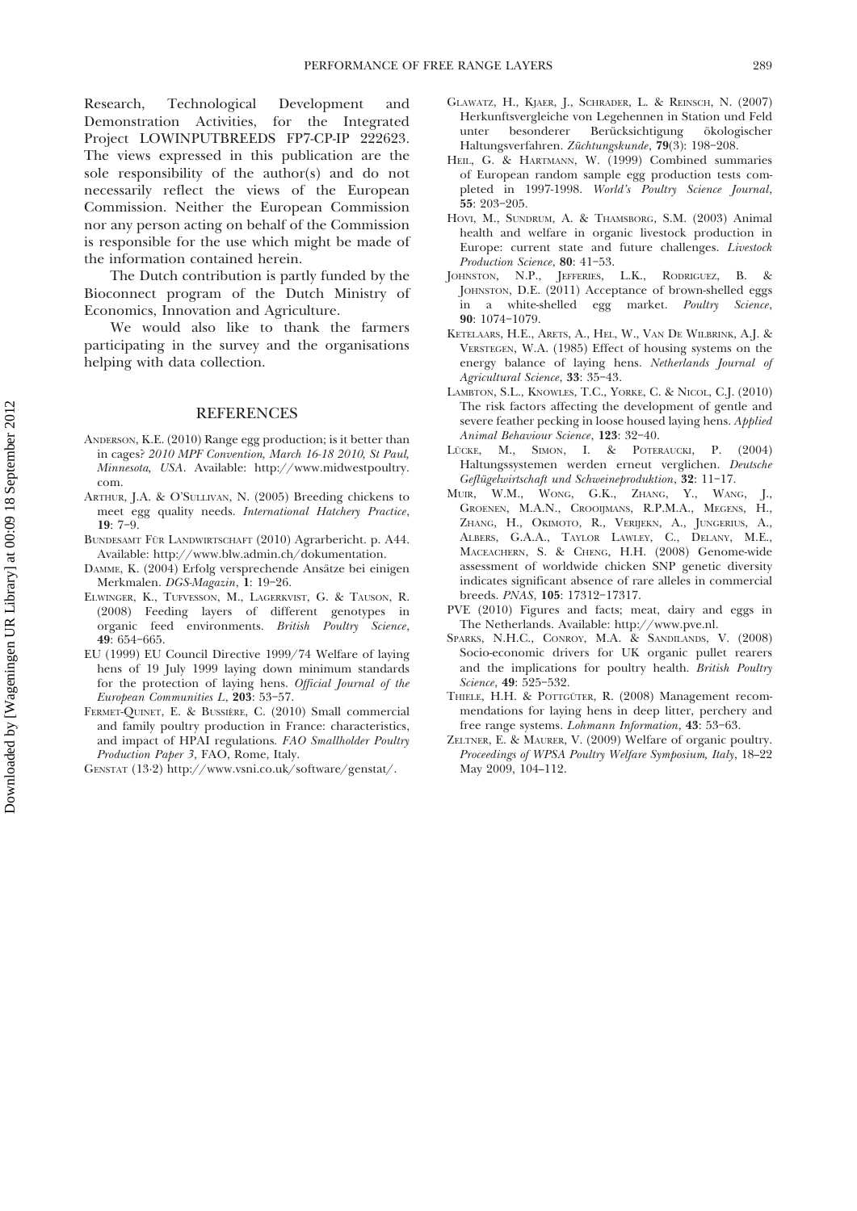Research, Technological Development and Demonstration Activities, for the Integrated Project LOWINPUTBREEDS FP7-CP-IP 222623. The views expressed in this publication are the sole responsibility of the author(s) and do not necessarily reflect the views of the European Commission. Neither the European Commission nor any person acting on behalf of the Commission is responsible for the use which might be made of the information contained herein.

The Dutch contribution is partly funded by the Bioconnect program of the Dutch Ministry of Economics, Innovation and Agriculture.

We would also like to thank the farmers participating in the survey and the organisations helping with data collection.

## REFERENCES

ANDERSON, K.E. (2010) Range egg production; is it better than in cages? *2010 MPF Convention, March 16-18 2010, St Paul, Minnesota, USA*. Available: http://www.midwestpoultry.com.

ARTHUR, J.A. & O'SULLIVAN, N. (2005) Breeding chickens to meet egg quality needs. *International Hatchery Practice*, **19**: 7–9.

BUNDESAMT FÜR LANDWIRTSCHAFT (2010) Agrarbericht. p. A44. Available: http://www.blw.admin.ch/dokumentation.

DAMME, K. (2004) Erfolg versprechende Ansätze bei einigen Merkmalen. *DGS-Magazin*, **1**: 19–26.

ELWINGER, K., TUFVESSON, M., LAGERKVIST, G. & TAUSON, R. (2008) Feeding layers of different genotypes in organic feed environments. *British Poultry Science*, **49**: 654–665.

EU (1999) EU Council Directive 1999/74 Welfare of laying hens of 19 July 1999 laying down minimum standards for the protection of laying hens. *Official Journal of the European Communities L*, **203**: 53–57.

FERMET-QUINET, E. & BUSSIÈRE, C. (2010) Small commercial and family poultry production in France: characteristics, and impact of HPAI regulations. *FAO Smallholder Poultry Production Paper 3*, FAO, Rome, Italy.

GENSTAT (13·2) http://www.vsni.co.uk/software/genstat/.

GLAWATZ, H., KJAER, J., SCHRADER, L. & REINSCH, N. (2007) Herkunftsvergleiche von Legehennen in Station und Feld unter besonderer Berücksichtigung ökologischer Haltungsverfahren. *Züchtungskunde*, **79**(3): 198–208.

HEIL, G. & HARTMANN, W. (1999) Combined summaries of European random sample egg production tests completed in 1997-1998. *World's Poultry Science Journal*, **55**: 203–205.

HOVI, M., SUNDRUM, A. & THAMSBORG, S.M. (2003) Animal health and welfare in organic livestock production in Europe: current state and future challenges. *Livestock Production Science*, **80**: 41–53.

JOHNSTON, N.P., JEFFERIES, L.K., RODRIGUEZ, B. & JOHNSTON, D.E. (2011) Acceptance of brown-shelled eggs in a white-shelled egg market. *Poultry Science*, **90**: 1074–1079.

KETELAARS, H.E., ARETS, A., HEL, W., VAN DE WILBRINK, A.J. & VERSTEGEN, W.A. (1985) Effect of housing systems on the energy balance of laying hens. *Netherlands Journal of Agricultural Science*, **33**: 35–43.

LAMBTON, S.L., KNOWLES, T.C., YORKE, C. & NICOL, C.J. (2010) The risk factors affecting the development of gentle and severe feather pecking in loose housed laying hens. *Applied Animal Behaviour Science*, **123**: 32–40.

LÜCKE, M., SIMON, I. & POTERAUCKI, P. (2004) Haltungssystemen werden erneut verglichen. *Deutsche Geflügelwirtschaft und Schweineproduktion*, **32**: 11–17.

MUIR, W.M., WONG, G.K., ZHANG, Y., WANG, J., GROENEN, M.A.N., CROOIJMANS, R.P.M.A., MEGENS, H., ZHANG, H., OKIMOTO, R., VERIJEKN, A., JUNGERIUS, A., ALBERS, G.A.A., TAYLOR LAWLEY, C., DELANY, M.E., MACEACHERN, S. & CHENG, H.H. (2008) Genome-wide assessment of worldwide chicken SNP genetic diversity indicates significant absence of rare alleles in commercial breeds. *PNAS*, **105**: 17312–17317.

PVE (2010) Figures and facts; meat, dairy and eggs in The Netherlands. Available: http://www.pve.nl.

SPARKS, N.H.C., CONROY, M.A. & SANDILANDS, V. (2008) Socio-economic drivers for UK organic pullet rearers and the implications for poultry health. *British Poultry Science*, **49**: 525–532.

THIELE, H.H. & POTTGÜTER, R. (2008) Management recommendations for laying hens in deep litter, perchery and free range systems. *Lohmann Information*, **43**: 53–63.

ZELTNER, E. & MAURER, V. (2009) Welfare of organic poultry. *Proceedings of WPSA Poultry Welfare Symposium, Italy*, 18–22 May 2009, 104–112.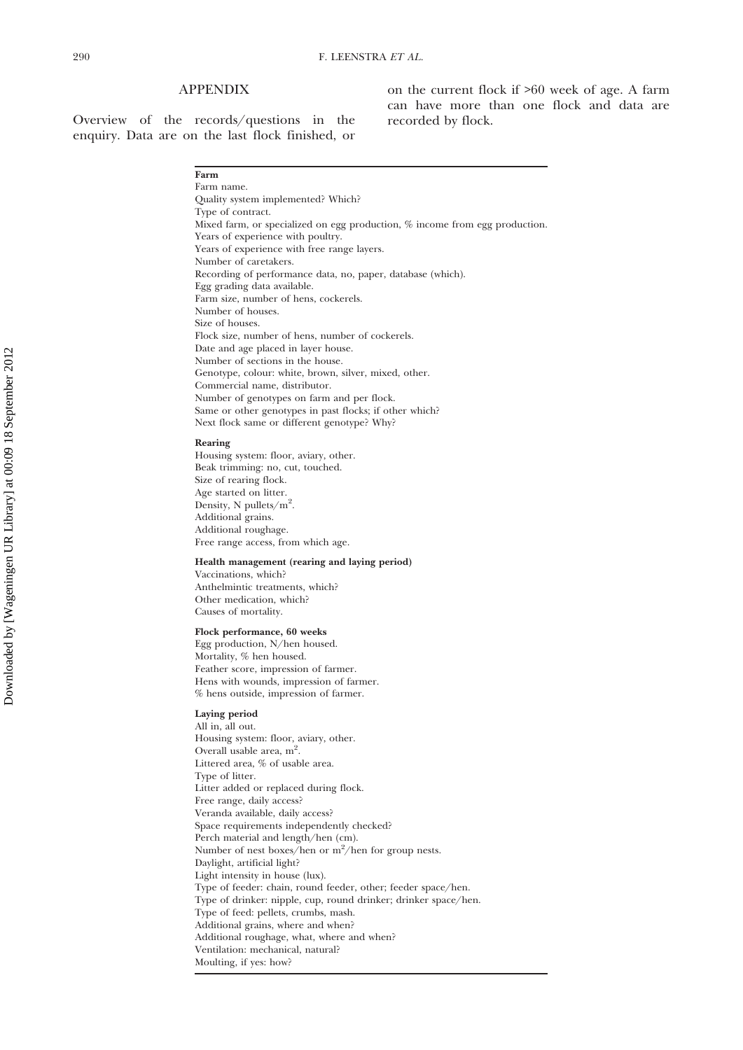## APPENDIX

Overview of the records/questions in the enquiry. Data are on the last flock finished, or on the current flock if >60 week of age. A farm can have more than one flock and data are recorded by flock.

**Farm**

Farm name.
Quality system implemented? Which?
Type of contract.
Mixed farm, or specialized on egg production, % income from egg production.
Years of experience with poultry.
Years of experience with free range layers.
Number of caretakers.
Recording of performance data, no, paper, database (which).
Egg grading data available.
Farm size, number of hens, cockerels.
Number of houses.
Size of houses.
Flock size, number of hens, number of cockerels.
Date and age placed in layer house.
Number of sections in the house.
Genotype, colour: white, brown, silver, mixed, other.
Commercial name, distributor.
Number of genotypes on farm and per flock.
Same or other genotypes in past flocks; if other which?
Next flock same or different genotype? Why?

**Rearing**

Housing system: floor, aviary, other.
Beak trimming: no, cut, touched.
Size of rearing flock.
Age started on litter.
Density, N pullets/m$^2$.
Additional grains.
Additional roughage.
Free range access, from which age.

**Health management (rearing and laying period)**

Vaccinations, which?
Anthelmintic treatments, which?
Other medication, which?
Causes of mortality.

**Flock performance, 60 weeks**

Egg production, N/hen housed.
Mortality, % hen housed.
Feather score, impression of farmer.
Hens with wounds, impression of farmer.
% hens outside, impression of farmer.

**Laying period**

All in, all out.
Housing system: floor, aviary, other.
Overall usable area, m$^2$.
Littered area, % of usable area.
Type of litter.
Litter added or replaced during flock.
Free range, daily access?
Veranda available, daily access?
Space requirements independently checked?
Perch material and length/hen (cm).
Number of nest boxes/hen or m$^2$/hen for group nests.
Daylight, artificial light?
Light intensity in house (lux).
Type of feeder: chain, round feeder, other; feeder space/hen.
Type of drinker: nipple, cup, round drinker; drinker space/hen.
Type of feed: pellets, crumbs, mash.
Additional grains, where and when?
Additional roughage, what, where and when?
Ventilation: mechanical, natural?
Moulting, if yes: how?